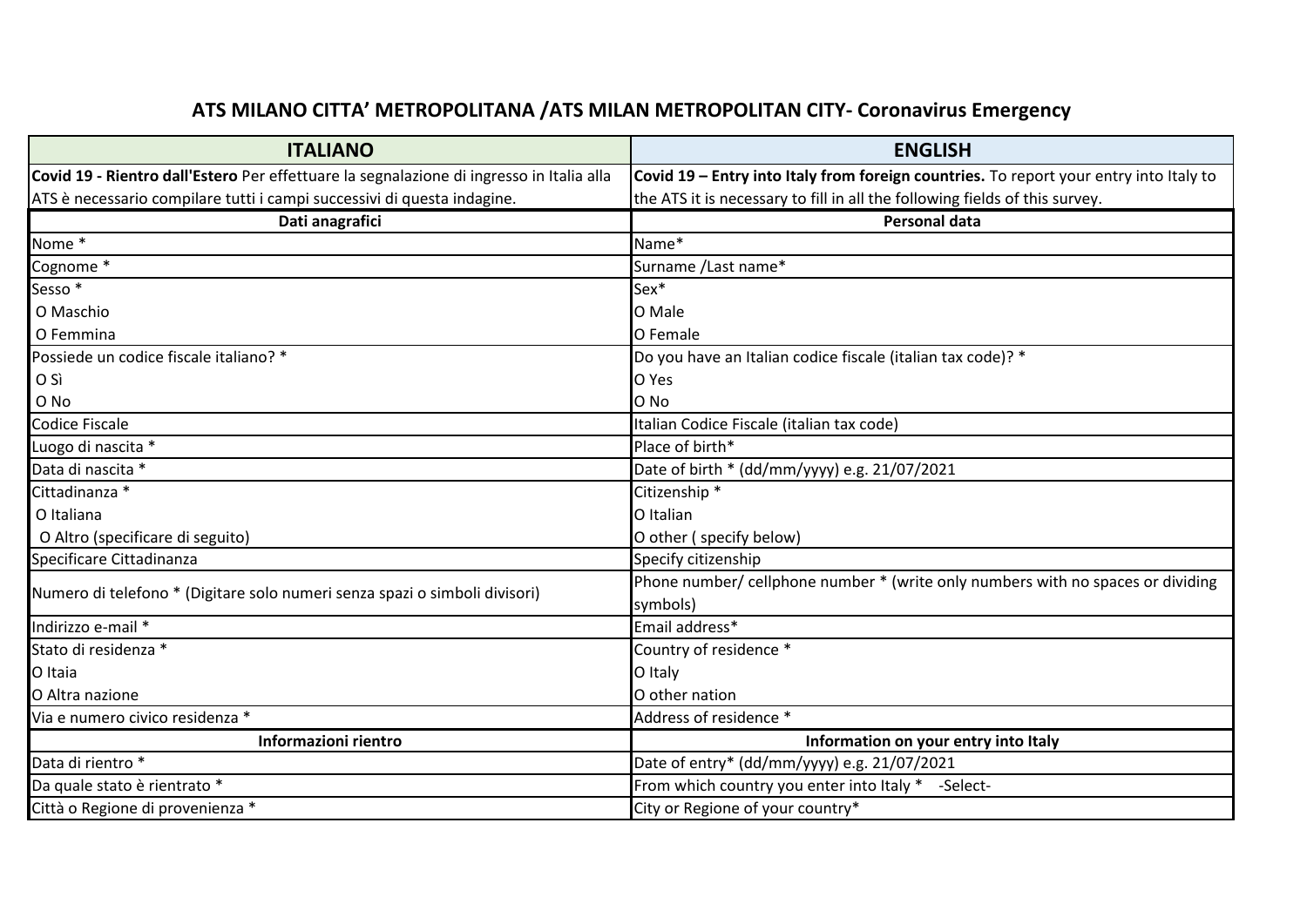## ATS MILANO CITTA' METROPOLITANA /ATS MILAN METROPOLITAN CITY- Coronavirus Emergency

| ITALIANO | ENGLISH |
|---|---|
| **Covid 19 - Rientro dall'Estero** Per effettuare la segnalazione di ingresso in Italia alla ATS è necessario compilare tutti i campi successivi di questa indagine. | **Covid 19 – Entry into Italy from foreign countries.** To report your entry into Italy to the ATS it is necessary to fill in all the following fields of this survey. |
| **Dati anagrafici** | **Personal data** |
| Nome * | Name* |
| Cognome * | Surname /Last name* |
| Sesso * | Sex* |
| O Maschio | O Male |
| O Femmina | O Female |
| Possiede un codice fiscale italiano? * | Do you have an Italian codice fiscale (italian tax code)? * |
| O Sì | O Yes |
| O No | O No |
| Codice Fiscale | Italian Codice Fiscale (italian tax code) |
| Luogo di nascita * | Place of birth* |
| Data di nascita * | Date of birth * (dd/mm/yyyy) e.g. 21/07/2021 |
| Cittadinanza * | Citizenship * |
| O Italiana | O Italian |
| O Altro (specificare di seguito) | O other ( specify below) |
| Specificare Cittadinanza | Specify citizenship |
| Numero di telefono * (Digitare solo numeri senza spazi o simboli divisori) | Phone number/ cellphone number * (write only numbers with no spaces or dividing symbols) |
| Indirizzo e-mail * | Email address* |
| Stato di residenza * | Country of residence * |
| O Itaia | O Italy |
| O Altra nazione | O other nation |
| Via e numero civico residenza * | Address of residence * |
| **Informazioni rientro** | **Information on your entry into Italy** |
| Data di rientro * | Date of entry* (dd/mm/yyyy) e.g. 21/07/2021 |
| Da quale stato è rientrato * | From which country you enter into Italy * -Select- |
| Città o Regione di provenienza * | City or Regione of your country* |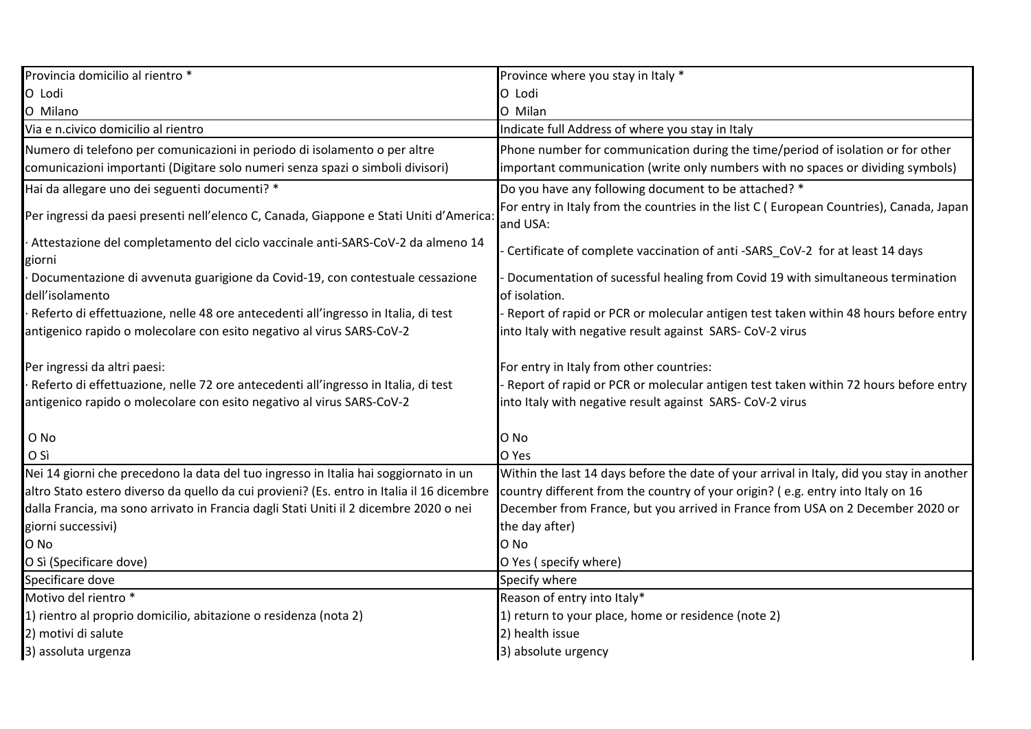| Provincia domicilio al rientro * | Province where you stay in Italy * |
|---|---|
| O Lodi<br>O Milano | O Lodi<br>O Milan |
| Via e n.civico domicilio al rientro | Indicate full Address of where you stay in Italy |
| Numero di telefono per comunicazioni in periodo di isolamento o per altre comunicazioni importanti (Digitare solo numeri senza spazi o simboli divisori) | Phone number for communication during the time/period of isolation or for other important communication (write only numbers with no spaces or dividing symbols) |
| Hai da allegare uno dei seguenti documenti? *<br>Per ingressi da paesi presenti nell'elenco C, Canada, Giappone e Stati Uniti d'America:<br>· Attestazione del completamento del ciclo vaccinale anti-SARS-CoV-2 da almeno 14 giorni<br>· Documentazione di avvenuta guarigione da Covid-19, con contestuale cessazione dell'isolamento<br>· Referto di effettuazione, nelle 48 ore antecedenti all'ingresso in Italia, di test antigenico rapido o molecolare con esito negativo al virus SARS-CoV-2<br><br>Per ingressi da altri paesi:<br>· Referto di effettuazione, nelle 72 ore antecedenti all'ingresso in Italia, di test antigenico rapido o molecolare con esito negativo al virus SARS-CoV-2<br><br>O No<br>O Sì | Do you have any following document to be attached? *<br>For entry in Italy from the countries in the list C ( European Countries), Canada, Japan and USA:<br>- Certificate of complete vaccination of anti -SARS_CoV-2 for at least 14 days<br>- Documentation of sucessful healing from Covid 19 with simultaneous termination of isolation.<br>- Report of rapid or PCR or molecular antigen test taken within 48 hours before entry into Italy with negative result against SARS- CoV-2 virus<br><br>For entry in Italy from other countries:<br>- Report of rapid or PCR or molecular antigen test taken within 72 hours before entry into Italy with negative result against SARS- CoV-2 virus<br><br>O No<br>O Yes |
| Nei 14 giorni che precedono la data del tuo ingresso in Italia hai soggiornato in un altro Stato estero diverso da quello da cui provieni? (Es. entro in Italia il 16 dicembre dalla Francia, ma sono arrivato in Francia dagli Stati Uniti il 2 dicembre 2020 o nei giorni successivi)<br>O No<br>O Sì (Specificare dove) | Within the last 14 days before the date of your arrival in Italy, did you stay in another country different from the country of your origin? ( e.g. entry into Italy on 16 December from France, but you arrived in France from USA on 2 December 2020 or the day after)<br>O No<br>O Yes ( specify where) |
| Specificare dove | Specify where |
| Motivo del rientro *<br>1) rientro al proprio domicilio, abitazione o residenza (nota 2)<br>2) motivi di salute<br>3) assoluta urgenza | Reason of entry into Italy*<br>1) return to your place, home or residence (note 2)<br>2) health issue<br>3) absolute urgency |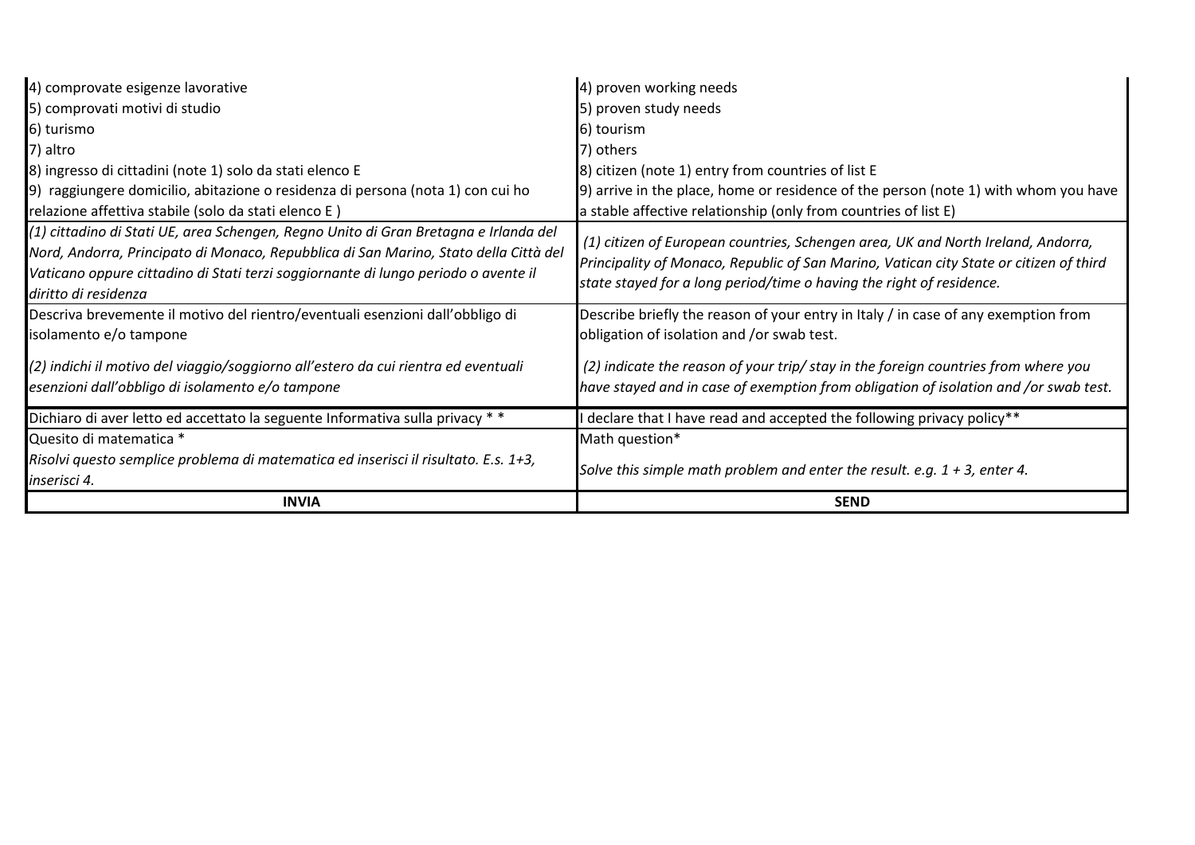| | |
|---|---|
| 4) comprovate esigenze lavorative | 4) proven working needs |
| 5) comprovati motivi di studio | 5) proven study needs |
| 6) turismo | 6) tourism |
| 7) altro | 7) others |
| 8) ingresso di cittadini (note 1) solo da stati elenco E | 8) citizen (note 1) entry from countries of list E |
| 9) raggiungere domicilio, abitazione o residenza di persona (nota 1) con cui ho relazione affettiva stabile (solo da stati elenco E ) | 9) arrive in the place, home or residence of the person (note 1) with whom you have a stable affective relationship (only from countries of list E) |
| *(1) cittadino di Stati UE, area Schengen, Regno Unito di Gran Bretagna e Irlanda del Nord, Andorra, Principato di Monaco, Repubblica di San Marino, Stato della Città del Vaticano oppure cittadino di Stati terzi soggiornante di lungo periodo o avente il diritto di residenza* | *(1) citizen of European countries, Schengen area, UK and North Ireland, Andorra, Principality of Monaco, Republic of San Marino, Vatican city State or citizen of third state stayed for a long period/time o having the right of residence.* |
| Descriva brevemente il motivo del rientro/eventuali esenzioni dall'obbligo di isolamento e/o tampone<br><br>*(2) indichi il motivo del viaggio/soggiorno all'estero da cui rientra ed eventuali esenzioni dall'obbligo di isolamento e/o tampone* | Describe briefly the reason of your entry in Italy / in case of any exemption from obligation of isolation and /or swab test.<br><br>*(2) indicate the reason of your trip/ stay in the foreign countries from where you have stayed and in case of exemption from obligation of isolation and /or swab test.* |
| Dichiaro di aver letto ed accettato la seguente Informativa sulla privacy * * | I declare that I have read and accepted the following privacy policy** |
| Quesito di matematica *<br>*Risolvi questo semplice problema di matematica ed inserisci il risultato. E.s. 1+3, inserisci 4.* | Math question*<br>*Solve this simple math problem and enter the result. e.g. 1 + 3, enter 4.* |
| **INVIA** | **SEND** |